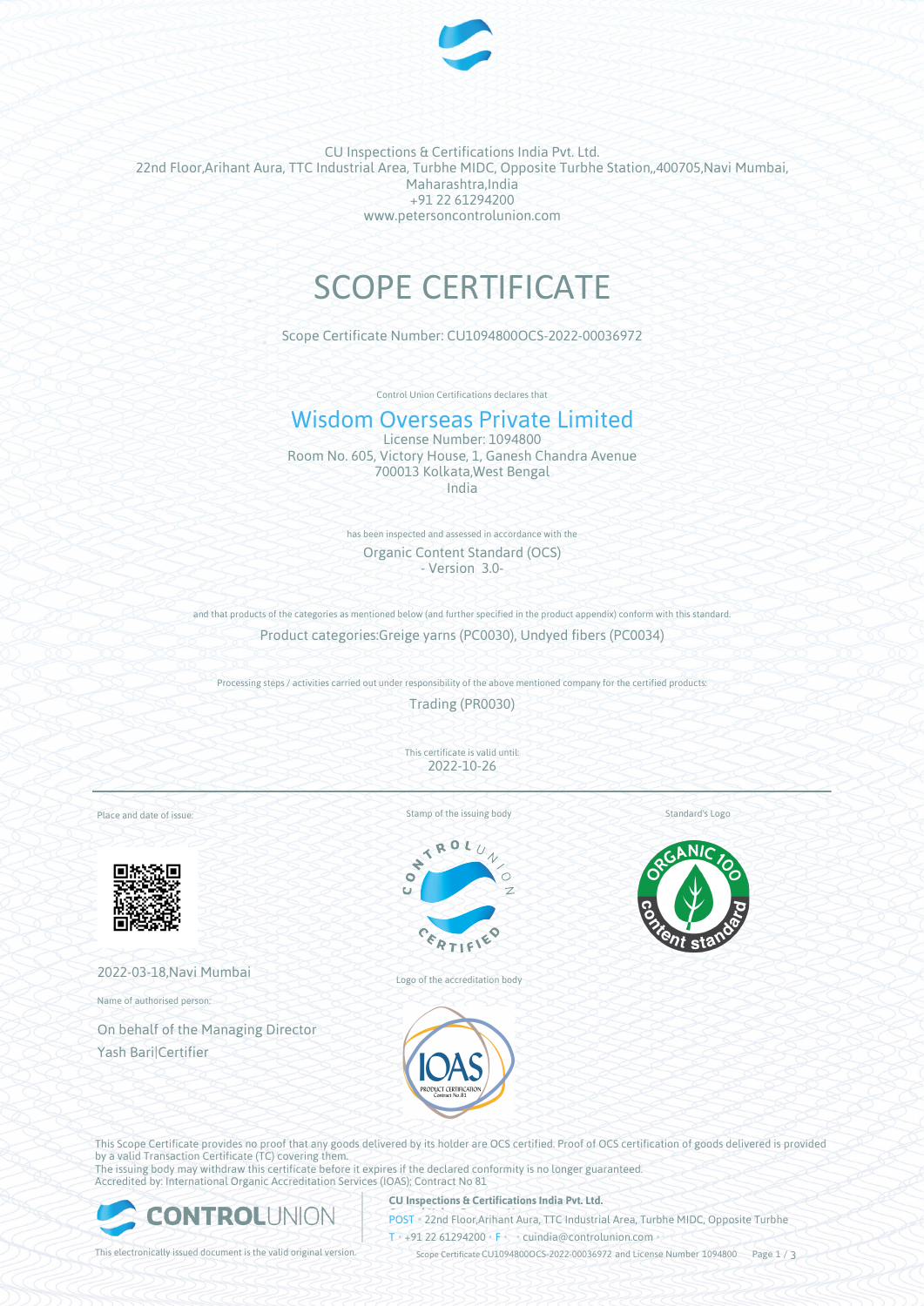CU Inspections & Certifications India Pvt. Ltd.
22nd Floor,Arihant Aura, TTC Industrial Area, Turbhe MIDC, Opposite Turbhe Station,,400705,Navi Mumbai, Maharashtra,India
+91 22 61294200
www.petersoncontrolunion.com

# SCOPE CERTIFICATE

Scope Certificate Number: CU1094800OCS-2022-00036972

Control Union Certifications declares that

## Wisdom Overseas Private Limited

License Number: 1094800
Room No. 605, Victory House, 1, Ganesh Chandra Avenue
700013 Kolkata,West Bengal
India

has been inspected and assessed in accordance with the

Organic Content Standard (OCS)
- Version 3.0-

and that products of the categories as mentioned below (and further specified in the product appendix) conform with this standard.

Product categories:Greige yarns (PC0030), Undyed fibers (PC0034)

Processing steps / activities carried out under responsibility of the above mentioned company for the certified products:

Trading (PR0030)

This certificate is valid until:
2022-10-26

Place and date of issue:

2022-03-18,Navi Mumbai

Name of authorised person:

On behalf of the Managing Director
Yash Bari|Certifier

Stamp of the issuing body

Logo of the accreditation body

Standard's Logo

This Scope Certificate provides no proof that any goods delivered by its holder are OCS certified. Proof of OCS certification of goods delivered is provided by a valid Transaction Certificate (TC) covering them.
The issuing body may withdraw this certificate before it expires if the declared conformity is no longer guaranteed.
Accredited by: International Organic Accreditation Services (IOAS); Contract No 81

This electronically issued document is the valid original version.

**CU Inspections & Certifications India Pvt. Ltd.**
POST • 22nd Floor,Arihant Aura, TTC Industrial Area, Turbhe MIDC, Opposite Turbhe
T • +91 22 61294200 • F • • cuindia@controlunion.com •
Scope Certificate CU1094800OCS-2022-00036972 and License Number 1094800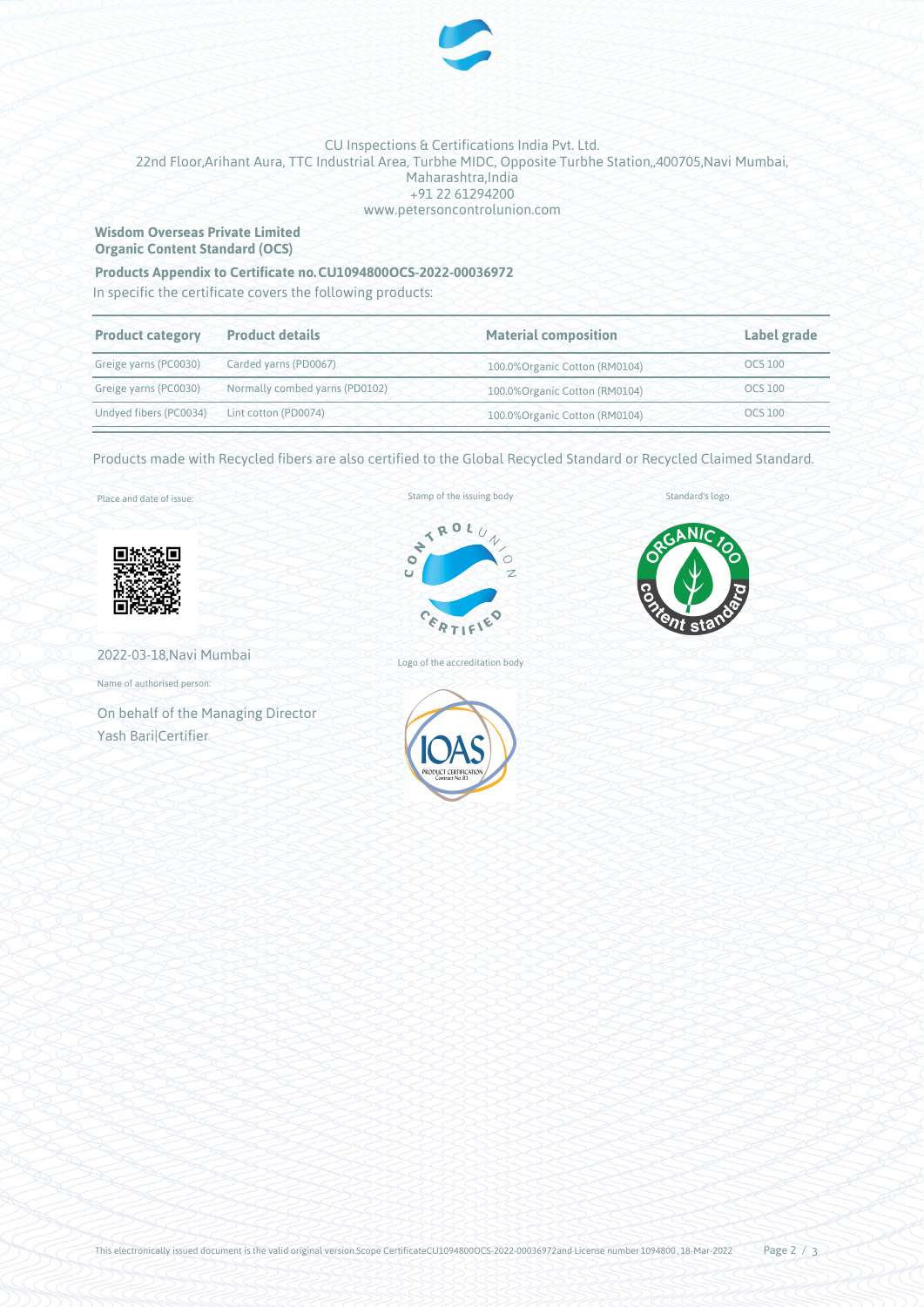CU Inspections & Certifications India Pvt. Ltd.
22nd Floor,Arihant Aura, TTC Industrial Area, Turbhe MIDC, Opposite Turbhe Station,,400705,Navi Mumbai, Maharashtra,India
+91 22 61294200
www.petersoncontrolunion.com

**Wisdom Overseas Private Limited**
**Organic Content Standard (OCS)**

**Products Appendix to Certificate no.CU1094800OCS-2022-00036972**

In specific the certificate covers the following products:

| Product category | Product details | Material composition | Label grade |
|---|---|---|---|
| Greige yarns (PC0030) | Carded yarns (PD0067) | 100.0%Organic Cotton (RM0104) | OCS 100 |
| Greige yarns (PC0030) | Normally combed yarns (PD0102) | 100.0%Organic Cotton (RM0104) | OCS 100 |
| Undyed fibers (PC0034) | Lint cotton (PD0074) | 100.0%Organic Cotton (RM0104) | OCS 100 |

Products made with Recycled fibers are also certified to the Global Recycled Standard or Recycled Claimed Standard.

Place and date of issue:

2022-03-18,Navi Mumbai

Name of authorised person:

On behalf of the Managing Director
Yash Bari|Certifier

Stamp of the issuing body

Logo of the accreditation body

Standard's logo

This electronically issued document is the valid original version.Scope CertificateCU1094800OCS-2022-00036972and License number 1094800 , 18-Mar-2022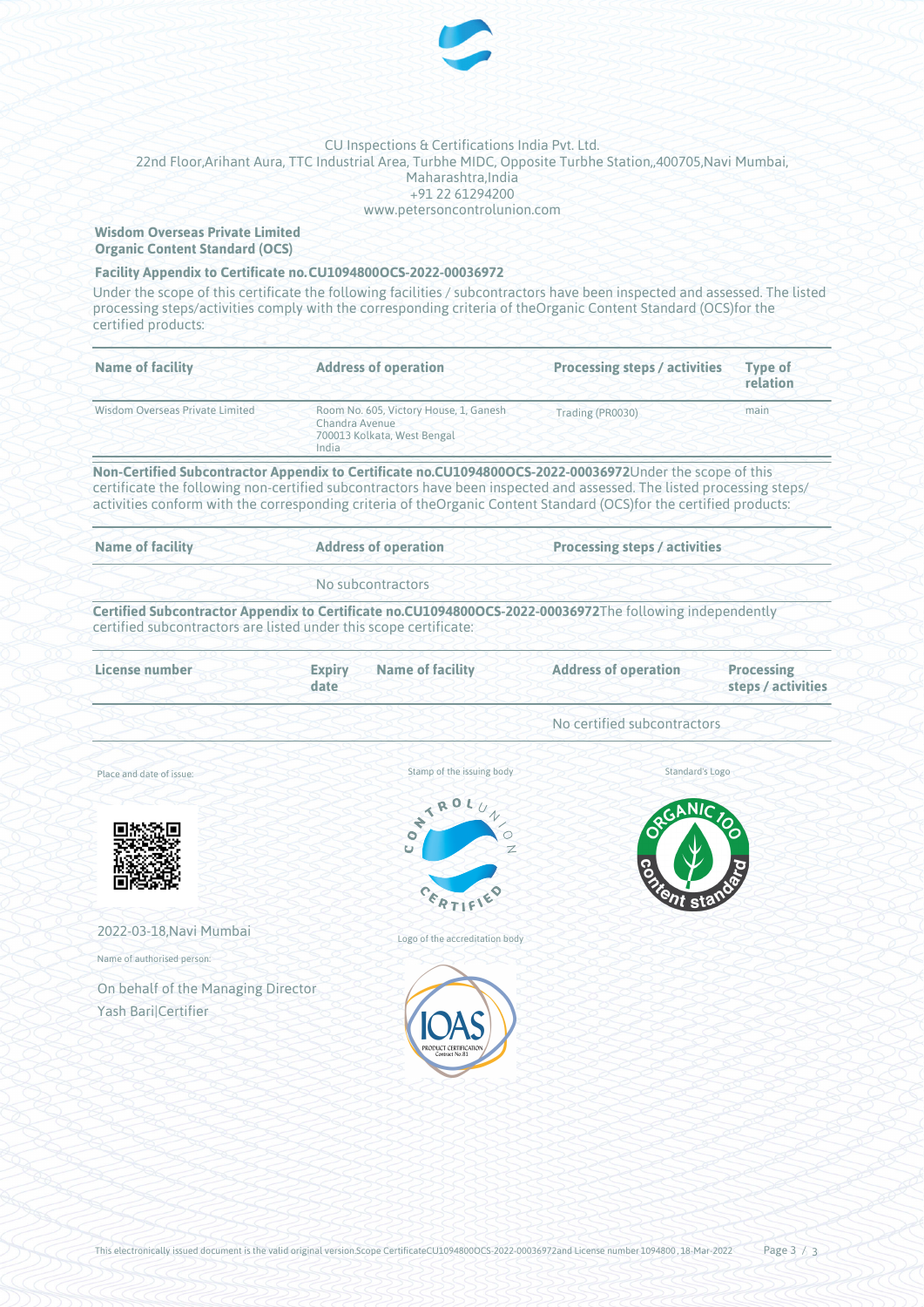CU Inspections & Certifications India Pvt. Ltd.
22nd Floor,Arihant Aura, TTC Industrial Area, Turbhe MIDC, Opposite Turbhe Station,,400705,Navi Mumbai, Maharashtra,India
+91 22 61294200
www.petersoncontrolunion.com

**Wisdom Overseas Private Limited**
**Organic Content Standard (OCS)**

**Facility Appendix to Certificate no. CU1094800OCS-2022-00036972**

Under the scope of this certificate the following facilities / subcontractors have been inspected and assessed. The listed processing steps/activities comply with the corresponding criteria of theOrganic Content Standard (OCS)for the certified products:

| Name of facility | Address of operation | Processing steps / activities | Type of relation |
|---|---|---|---|
| Wisdom Overseas Private Limited | Room No. 605, Victory House, 1, Ganesh Chandra Avenue 700013 Kolkata, West Bengal India | Trading (PR0030) | main |

**Non-Certified Subcontractor Appendix to Certificate no.CU1094800OCS-2022-00036972**Under the scope of this certificate the following non-certified subcontractors have been inspected and assessed. The listed processing steps/ activities conform with the corresponding criteria of theOrganic Content Standard (OCS)for the certified products:

| Name of facility | Address of operation | Processing steps / activities |
|---|---|---|
| | No subcontractors | |

**Certified Subcontractor Appendix to Certificate no.CU1094800OCS-2022-00036972**The following independently certified subcontractors are listed under this scope certificate:

| License number | Expiry date | Name of facility | Address of operation | Processing steps / activities |
|---|---|---|---|---|
| | | | No certified subcontractors | |

Place and date of issue:

2022-03-18,Navi Mumbai

Name of authorised person:

On behalf of the Managing Director
Yash Bari|Certifier

Stamp of the issuing body

Logo of the accreditation body

Standard's Logo

This electronically issued document is the valid original version.Scope CertificateCU1094800OCS-2022-00036972and License number 1094800 , 18-Mar-2022